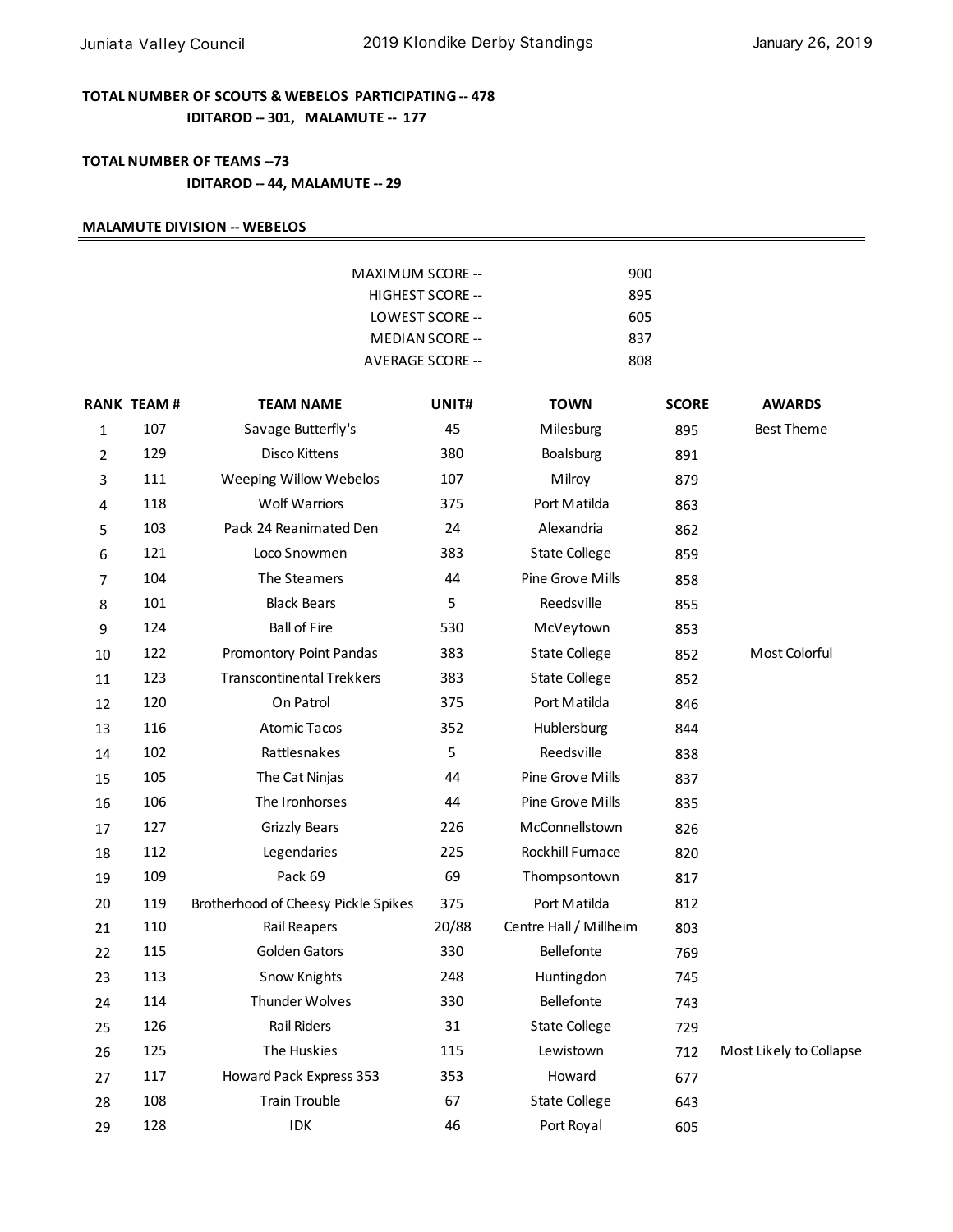**TOTAL NUMBER OF SCOUTS & WEBELOS PARTICIPATING -- 478**

**IDITAROD -- 301, MALAMUTE -- 177**

**TOTAL NUMBER OF TEAMS --73**

**IDITAROD -- 44, MALAMUTE -- 29**

## MALAMUTE DIVISION -- WEBELOS

| | |
|---|---|
| MAXIMUM SCORE -- | 900 |
| HIGHEST SCORE -- | 895 |
| LOWEST SCORE -- | 605 |
| MEDIAN SCORE -- | 837 |
| AVERAGE SCORE -- | 808 |

| RANK | TEAM # | TEAM NAME | UNIT# | TOWN | SCORE | AWARDS |
|---|---|---|---|---|---|---|
| 1 | 107 | Savage Butterfly's | 45 | Milesburg | 895 | Best Theme |
| 2 | 129 | Disco Kittens | 380 | Boalsburg | 891 | |
| 3 | 111 | Weeping Willow Webelos | 107 | Milroy | 879 | |
| 4 | 118 | Wolf Warriors | 375 | Port Matilda | 863 | |
| 5 | 103 | Pack 24 Reanimated Den | 24 | Alexandria | 862 | |
| 6 | 121 | Loco Snowmen | 383 | State College | 859 | |
| 7 | 104 | The Steamers | 44 | Pine Grove Mills | 858 | |
| 8 | 101 | Black Bears | 5 | Reedsville | 855 | |
| 9 | 124 | Ball of Fire | 530 | McVeytown | 853 | |
| 10 | 122 | Promontory Point Pandas | 383 | State College | 852 | Most Colorful |
| 11 | 123 | Transcontinental Trekkers | 383 | State College | 852 | |
| 12 | 120 | On Patrol | 375 | Port Matilda | 846 | |
| 13 | 116 | Atomic Tacos | 352 | Hublersburg | 844 | |
| 14 | 102 | Rattlesnakes | 5 | Reedsville | 838 | |
| 15 | 105 | The Cat Ninjas | 44 | Pine Grove Mills | 837 | |
| 16 | 106 | The Ironhorses | 44 | Pine Grove Mills | 835 | |
| 17 | 127 | Grizzly Bears | 226 | McConnellstown | 826 | |
| 18 | 112 | Legendaries | 225 | Rockhill Furnace | 820 | |
| 19 | 109 | Pack 69 | 69 | Thompsontown | 817 | |
| 20 | 119 | Brotherhood of Cheesy Pickle Spikes | 375 | Port Matilda | 812 | |
| 21 | 110 | Rail Reapers | 20/88 | Centre Hall / Millheim | 803 | |
| 22 | 115 | Golden Gators | 330 | Bellefonte | 769 | |
| 23 | 113 | Snow Knights | 248 | Huntingdon | 745 | |
| 24 | 114 | Thunder Wolves | 330 | Bellefonte | 743 | |
| 25 | 126 | Rail Riders | 31 | State College | 729 | |
| 26 | 125 | The Huskies | 115 | Lewistown | 712 | Most Likely to Collapse |
| 27 | 117 | Howard Pack Express 353 | 353 | Howard | 677 | |
| 28 | 108 | Train Trouble | 67 | State College | 643 | |
| 29 | 128 | IDK | 46 | Port Royal | 605 | |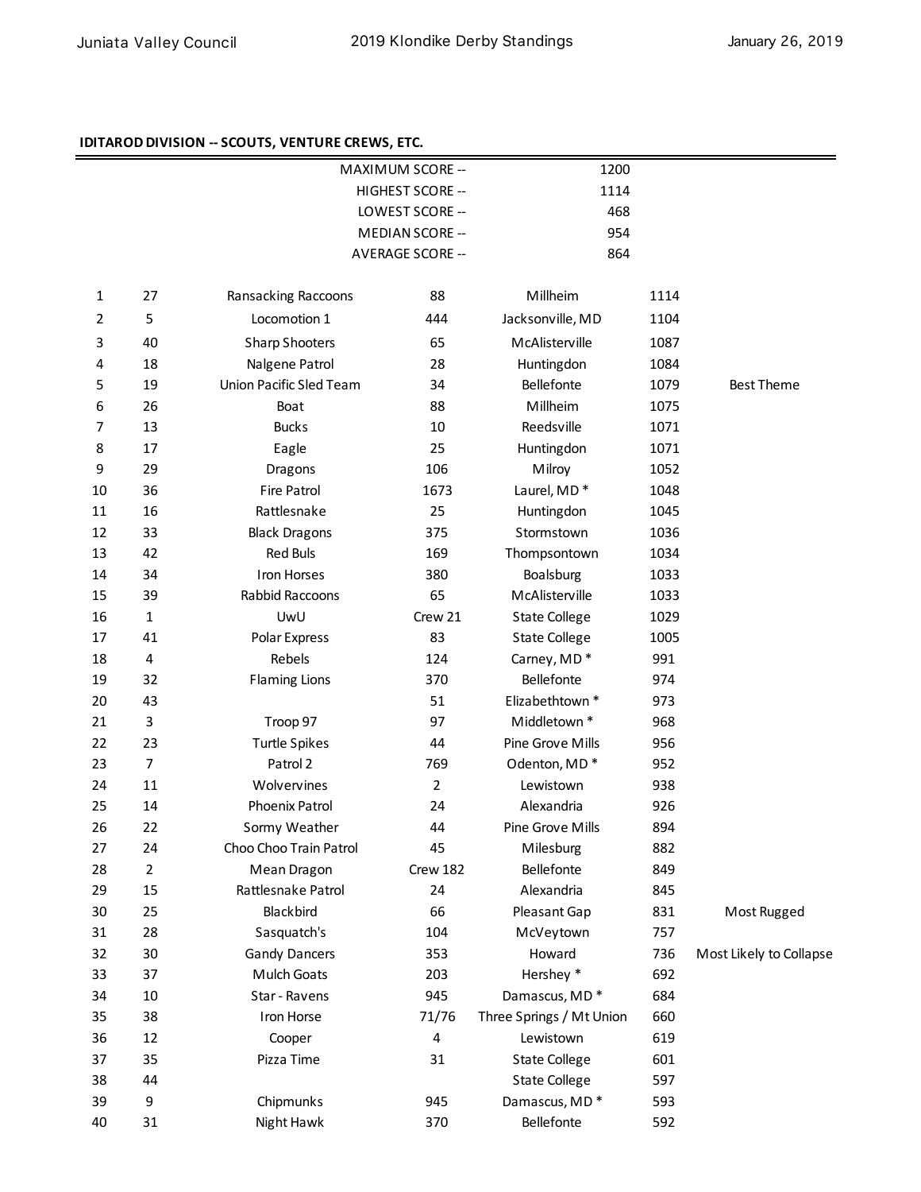## IDITAROD DIVISION -- SCOUTS, VENTURE CREWS, ETC.

| | | |
|---|---|---|
| MAXIMUM SCORE -- | 1200 |
| HIGHEST SCORE -- | 1114 |
| LOWEST SCORE -- | 468 |
| MEDIAN SCORE -- | 954 |
| AVERAGE SCORE -- | 864 |

| | | | | | | |
|---|---|---|---|---|---|---|
| 1 | 27 | Ransacking Raccoons | 88 | Millheim | 1114 | |
| 2 | 5 | Locomotion 1 | 444 | Jacksonville, MD | 1104 | |
| 3 | 40 | Sharp Shooters | 65 | McAlisterville | 1087 | |
| 4 | 18 | Nalgene Patrol | 28 | Huntingdon | 1084 | |
| 5 | 19 | Union Pacific Sled Team | 34 | Bellefonte | 1079 | Best Theme |
| 6 | 26 | Boat | 88 | Millheim | 1075 | |
| 7 | 13 | Bucks | 10 | Reedsville | 1071 | |
| 8 | 17 | Eagle | 25 | Huntingdon | 1071 | |
| 9 | 29 | Dragons | 106 | Milroy | 1052 | |
| 10 | 36 | Fire Patrol | 1673 | Laurel, MD * | 1048 | |
| 11 | 16 | Rattlesnake | 25 | Huntingdon | 1045 | |
| 12 | 33 | Black Dragons | 375 | Stormstown | 1036 | |
| 13 | 42 | Red Buls | 169 | Thompsontown | 1034 | |
| 14 | 34 | Iron Horses | 380 | Boalsburg | 1033 | |
| 15 | 39 | Rabbid Raccoons | 65 | McAlisterville | 1033 | |
| 16 | 1 | UwU | Crew 21 | State College | 1029 | |
| 17 | 41 | Polar Express | 83 | State College | 1005 | |
| 18 | 4 | Rebels | 124 | Carney, MD * | 991 | |
| 19 | 32 | Flaming Lions | 370 | Bellefonte | 974 | |
| 20 | 43 | | 51 | Elizabethtown * | 973 | |
| 21 | 3 | Troop 97 | 97 | Middletown * | 968 | |
| 22 | 23 | Turtle Spikes | 44 | Pine Grove Mills | 956 | |
| 23 | 7 | Patrol 2 | 769 | Odenton, MD * | 952 | |
| 24 | 11 | Wolvervines | 2 | Lewistown | 938 | |
| 25 | 14 | Phoenix Patrol | 24 | Alexandria | 926 | |
| 26 | 22 | Sormy Weather | 44 | Pine Grove Mills | 894 | |
| 27 | 24 | Choo Choo Train Patrol | 45 | Milesburg | 882 | |
| 28 | 2 | Mean Dragon | Crew 182 | Bellefonte | 849 | |
| 29 | 15 | Rattlesnake Patrol | 24 | Alexandria | 845 | |
| 30 | 25 | Blackbird | 66 | Pleasant Gap | 831 | Most Rugged |
| 31 | 28 | Sasquatch's | 104 | McVeytown | 757 | |
| 32 | 30 | Gandy Dancers | 353 | Howard | 736 | Most Likely to Collapse |
| 33 | 37 | Mulch Goats | 203 | Hershey * | 692 | |
| 34 | 10 | Star - Ravens | 945 | Damascus, MD * | 684 | |
| 35 | 38 | Iron Horse | 71/76 | Three Springs / Mt Union | 660 | |
| 36 | 12 | Cooper | 4 | Lewistown | 619 | |
| 37 | 35 | Pizza Time | 31 | State College | 601 | |
| 38 | 44 | | | State College | 597 | |
| 39 | 9 | Chipmunks | 945 | Damascus, MD * | 593 | |
| 40 | 31 | Night Hawk | 370 | Bellefonte | 592 | |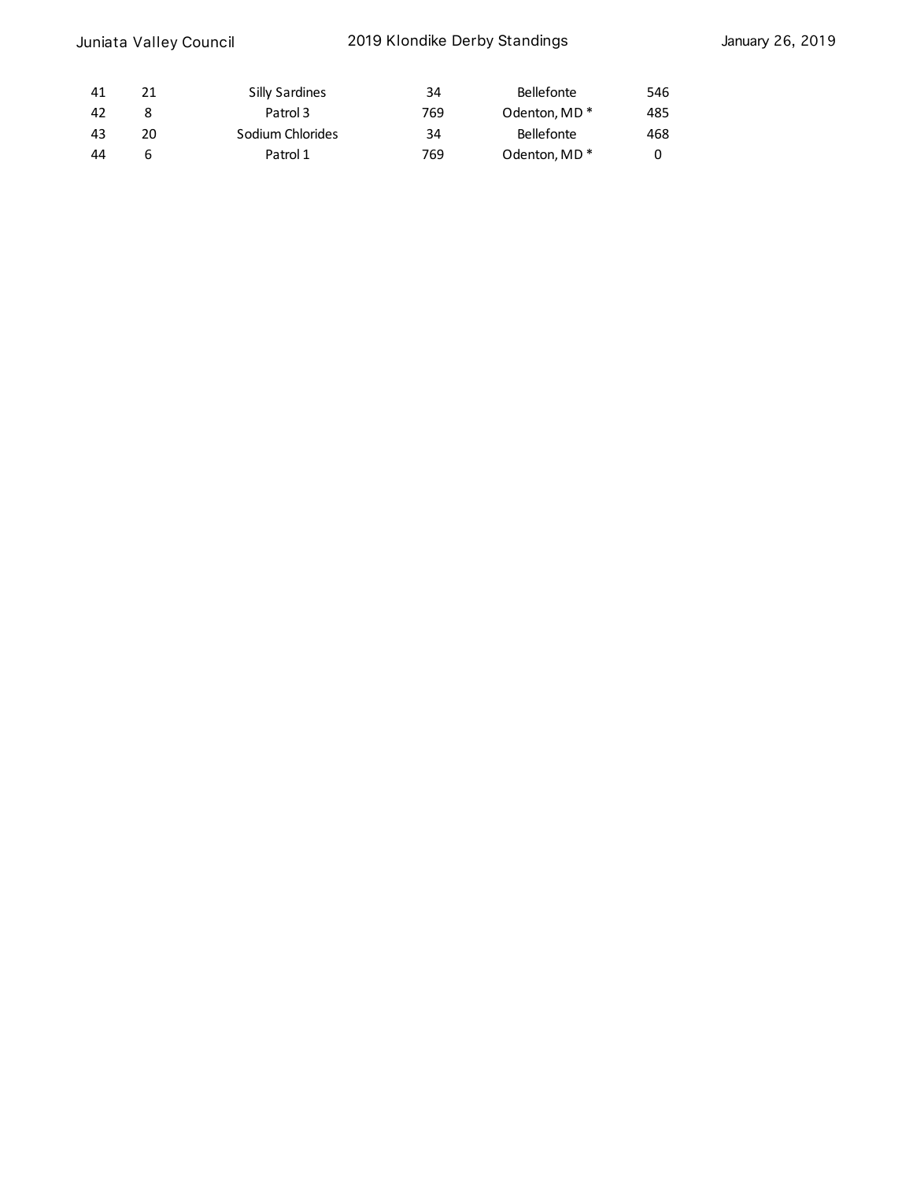| | | | | | |
|---|---|---|---|---|---|
| 41 | 21 | Silly Sardines | 34 | Bellefonte | 546 |
| 42 | 8 | Patrol 3 | 769 | Odenton, MD * | 485 |
| 43 | 20 | Sodium Chlorides | 34 | Bellefonte | 468 |
| 44 | 6 | Patrol 1 | 769 | Odenton, MD * | 0 |